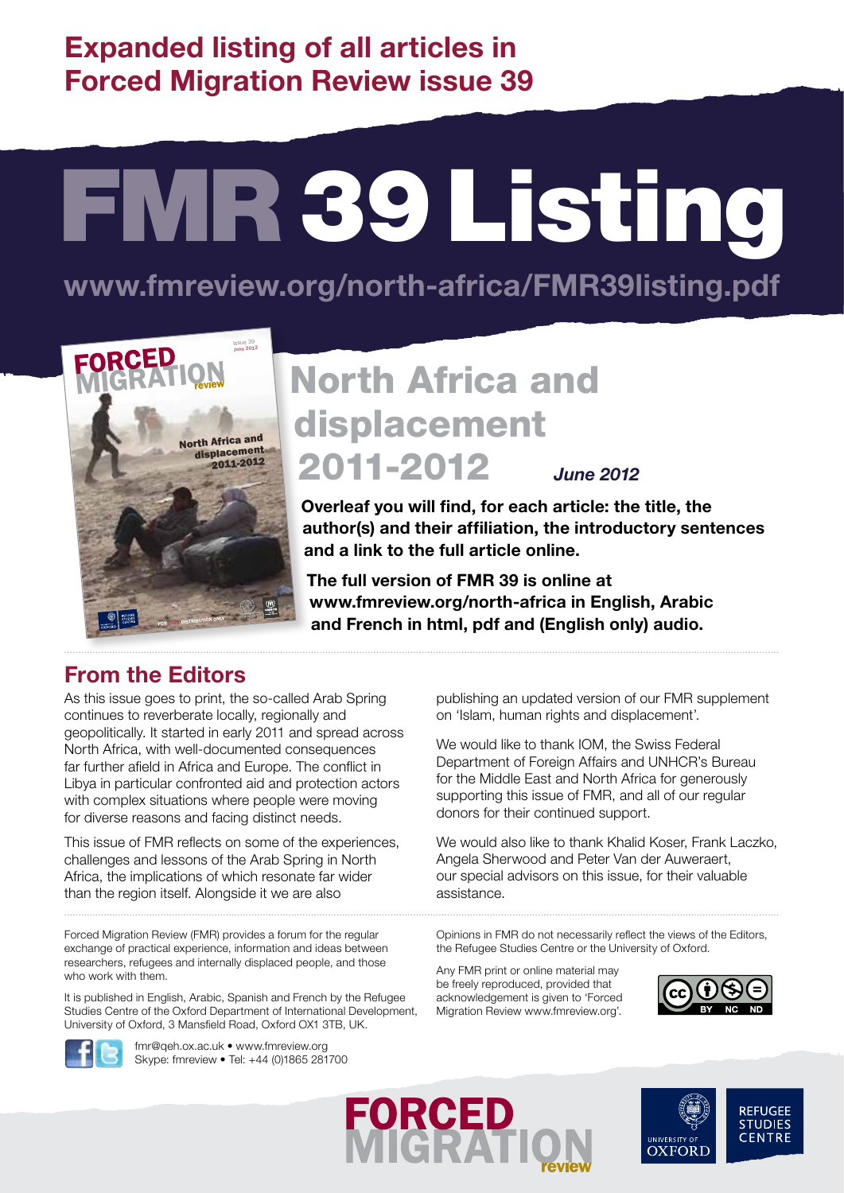# Expanded listing of all articles in Forced Migration Review issue 39

# FMR 39 Listing

**www.fmreview.org/north-africa/FMR39listing.pdf**

## North Africa and displacement 2011-2012

***June 2012***

**Overleaf you will find, for each article: the title, the author(s) and their affiliation, the introductory sentences and a link to the full article online.**

**The full version of FMR 39 is online at www.fmreview.org/north-africa in English, Arabic and French in html, pdf and (English only) audio.**

## From the Editors

As this issue goes to print, the so-called Arab Spring continues to reverberate locally, regionally and geopolitically. It started in early 2011 and spread across North Africa, with well-documented consequences far further afield in Africa and Europe. The conflict in Libya in particular confronted aid and protection actors with complex situations where people were moving for diverse reasons and facing distinct needs.

This issue of FMR reflects on some of the experiences, challenges and lessons of the Arab Spring in North Africa, the implications of which resonate far wider than the region itself. Alongside it we are also publishing an updated version of our FMR supplement on 'Islam, human rights and displacement'.

We would like to thank IOM, the Swiss Federal Department of Foreign Affairs and UNHCR's Bureau for the Middle East and North Africa for generously supporting this issue of FMR, and all of our regular donors for their continued support.

We would also like to thank Khalid Koser, Frank Laczko, Angela Sherwood and Peter Van der Auweraert, our special advisors on this issue, for their valuable assistance.

Forced Migration Review (FMR) provides a forum for the regular exchange of practical experience, information and ideas between researchers, refugees and internally displaced people, and those who work with them.

It is published in English, Arabic, Spanish and French by the Refugee Studies Centre of the Oxford Department of International Development, University of Oxford, 3 Mansfield Road, Oxford OX1 3TB, UK.

fmr@qeh.ox.ac.uk • www.fmreview.org
Skype: fmreview • Tel: +44 (0)1865 281700

Opinions in FMR do not necessarily reflect the views of the Editors, the Refugee Studies Centre or the University of Oxford.

Any FMR print or online material may be freely reproduced, provided that acknowledgement is given to 'Forced Migration Review www.fmreview.org'.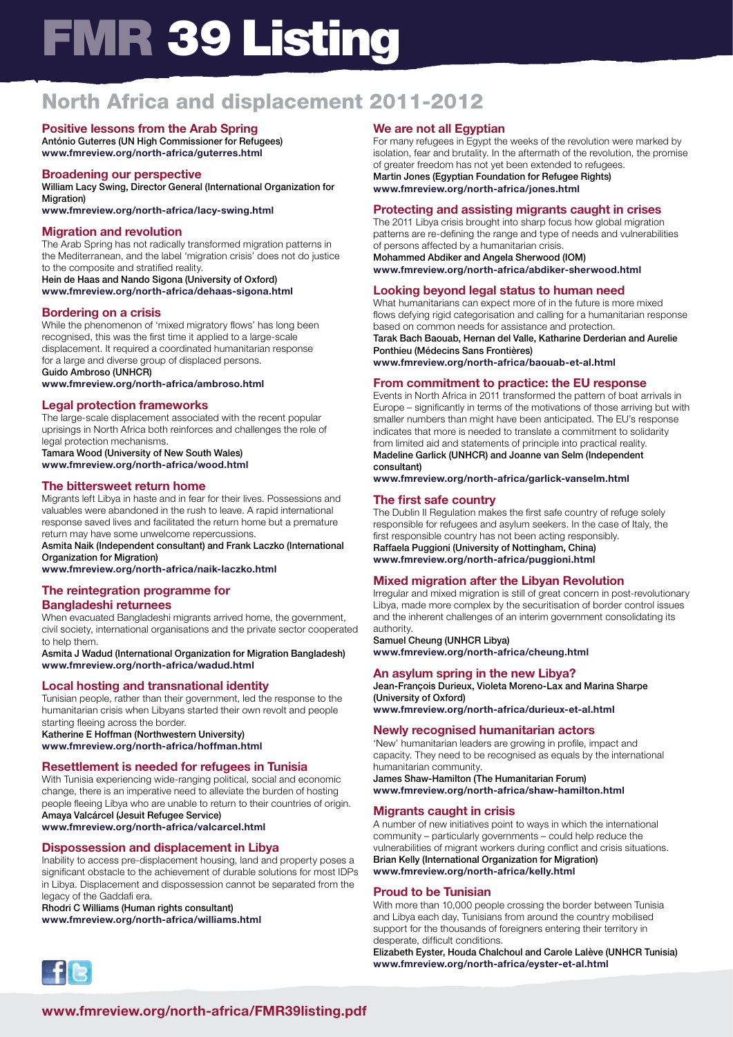# FMR 39 Listing

## North Africa and displacement 2011-2012

### Positive lessons from the Arab Spring

**António Guterres (UN High Commissioner for Refugees)**
**www.fmreview.org/north-africa/guterres.html**

### Broadening our perspective

**William Lacy Swing, Director General (International Organization for Migration)**
**www.fmreview.org/north-africa/lacy-swing.html**

### Migration and revolution

The Arab Spring has not radically transformed migration patterns in the Mediterranean, and the label 'migration crisis' does not do justice to the composite and stratified reality.
**Hein de Haas and Nando Sigona (University of Oxford)**
**www.fmreview.org/north-africa/dehaas-sigona.html**

### Bordering on a crisis

While the phenomenon of 'mixed migratory flows' has long been recognised, this was the first time it applied to a large-scale displacement. It required a coordinated humanitarian response for a large and diverse group of displaced persons.
**Guido Ambroso (UNHCR)**
**www.fmreview.org/north-africa/ambroso.html**

### Legal protection frameworks

The large-scale displacement associated with the recent popular uprisings in North Africa both reinforces and challenges the role of legal protection mechanisms.
**Tamara Wood (University of New South Wales)**
**www.fmreview.org/north-africa/wood.html**

### The bittersweet return home

Migrants left Libya in haste and in fear for their lives. Possessions and valuables were abandoned in the rush to leave. A rapid international response saved lives and facilitated the return home but a premature return may have some unwelcome repercussions.
**Asmita Naik (Independent consultant) and Frank Laczko (International Organization for Migration)**
**www.fmreview.org/north-africa/naik-laczko.html**

### The reintegration programme for Bangladeshi returnees

When evacuated Bangladeshi migrants arrived home, the government, civil society, international organisations and the private sector cooperated to help them.
**Asmita J Wadud (International Organization for Migration Bangladesh)**
**www.fmreview.org/north-africa/wadud.html**

### Local hosting and transnational identity

Tunisian people, rather than their government, led the response to the humanitarian crisis when Libyans started their own revolt and people starting fleeing across the border.
**Katherine E Hoffman (Northwestern University)**
**www.fmreview.org/north-africa/hoffman.html**

### Resettlement is needed for refugees in Tunisia

With Tunisia experiencing wide-ranging political, social and economic change, there is an imperative need to alleviate the burden of hosting people fleeing Libya who are unable to return to their countries of origin.
**Amaya Valcárcel (Jesuit Refugee Service)**
**www.fmreview.org/north-africa/valcarcel.html**

### Dispossession and displacement in Libya

Inability to access pre-displacement housing, land and property poses a significant obstacle to the achievement of durable solutions for most IDPs in Libya. Displacement and dispossession cannot be separated from the legacy of the Gaddafi era.
**Rhodri C Williams (Human rights consultant)**
**www.fmreview.org/north-africa/williams.html**

### We are not all Egyptian

For many refugees in Egypt the weeks of the revolution were marked by isolation, fear and brutality. In the aftermath of the revolution, the promise of greater freedom has not yet been extended to refugees.
**Martin Jones (Egyptian Foundation for Refugee Rights)**
**www.fmreview.org/north-africa/jones.html**

### Protecting and assisting migrants caught in crises

The 2011 Libya crisis brought into sharp focus how global migration patterns are re-defining the range and type of needs and vulnerabilities of persons affected by a humanitarian crisis.
**Mohammed Abdiker and Angela Sherwood (IOM)**
**www.fmreview.org/north-africa/abdiker-sherwood.html**

### Looking beyond legal status to human need

What humanitarians can expect more of in the future is more mixed flows defying rigid categorisation and calling for a humanitarian response based on common needs for assistance and protection.
**Tarak Bach Baouab, Hernan del Valle, Katharine Derderian and Aurelie Ponthieu (Médecins Sans Frontières)**
**www.fmreview.org/north-africa/baouab-et-al.html**

### From commitment to practice: the EU response

Events in North Africa in 2011 transformed the pattern of boat arrivals in Europe – significantly in terms of the motivations of those arriving but with smaller numbers than might have been anticipated. The EU's response indicates that more is needed to translate a commitment to solidarity from limited aid and statements of principle into practical reality.
**Madeline Garlick (UNHCR) and Joanne van Selm (Independent consultant)**
**www.fmreview.org/north-africa/garlick-vanselm.html**

### The first safe country

The Dublin II Regulation makes the first safe country of refuge solely responsible for refugees and asylum seekers. In the case of Italy, the first responsible country has not been acting responsibly.
**Raffaela Puggioni (University of Nottingham, China)**
**www.fmreview.org/north-africa/puggioni.html**

### Mixed migration after the Libyan Revolution

Irregular and mixed migration is still of great concern in post-revolutionary Libya, made more complex by the securitisation of border control issues and the inherent challenges of an interim government consolidating its authority.
**Samuel Cheung (UNHCR Libya)**
**www.fmreview.org/north-africa/cheung.html**

### An asylum spring in the new Libya?

**Jean-François Durieux, Violeta Moreno-Lax and Marina Sharpe (University of Oxford)**
**www.fmreview.org/north-africa/durieux-et-al.html**

### Newly recognised humanitarian actors

'New' humanitarian leaders are growing in profile, impact and capacity. They need to be recognised as equals by the international humanitarian community.
**James Shaw-Hamilton (The Humanitarian Forum)**
**www.fmreview.org/north-africa/shaw-hamilton.html**

### Migrants caught in crisis

A number of new initiatives point to ways in which the international community – particularly governments – could help reduce the vulnerabilities of migrant workers during conflict and crisis situations.
**Brian Kelly (International Organization for Migration)**
**www.fmreview.org/north-africa/kelly.html**

### Proud to be Tunisian

With more than 10,000 people crossing the border between Tunisia and Libya each day, Tunisians from around the country mobilised support for the thousands of foreigners entering their territory in desperate, difficult conditions.
**Elizabeth Eyster, Houda Chalchoul and Carole Lalève (UNHCR Tunisia)**
**www.fmreview.org/north-africa/eyster-et-al.html**

**www.fmreview.org/north-africa/FMR39listing.pdf**